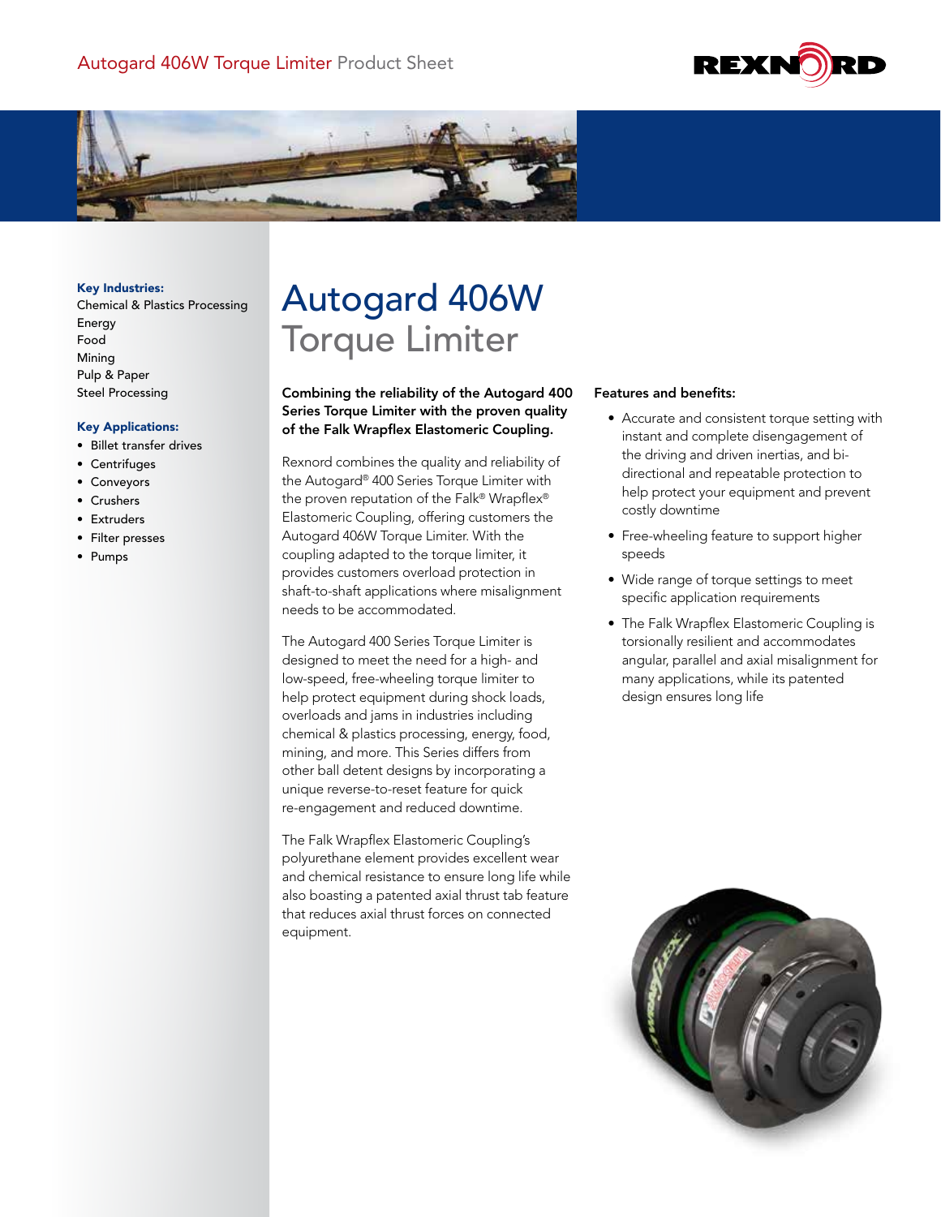# Autogard 406W Torque Limiter

**Key Industries:**

Chemical & Plastics Processing
Energy
Food
Mining
Pulp & Paper
Steel Processing

**Key Applications:**

- Billet transfer drives
- Centrifuges
- Conveyors
- Crushers
- Extruders
- Filter presses
- Pumps

**Combining the reliability of the Autogard 400 Series Torque Limiter with the proven quality of the Falk Wrapflex Elastomeric Coupling.**

Rexnord combines the quality and reliability of the Autogard® 400 Series Torque Limiter with the proven reputation of the Falk® Wrapflex® Elastomeric Coupling, offering customers the Autogard 406W Torque Limiter. With the coupling adapted to the torque limiter, it provides customers overload protection in shaft-to-shaft applications where misalignment needs to be accommodated.

The Autogard 400 Series Torque Limiter is designed to meet the need for a high- and low-speed, free-wheeling torque limiter to help protect equipment during shock loads, overloads and jams in industries including chemical & plastics processing, energy, food, mining, and more. This Series differs from other ball detent designs by incorporating a unique reverse-to-reset feature for quick re-engagement and reduced downtime.

The Falk Wrapflex Elastomeric Coupling's polyurethane element provides excellent wear and chemical resistance to ensure long life while also boasting a patented axial thrust tab feature that reduces axial thrust forces on connected equipment.

**Features and benefits:**

- Accurate and consistent torque setting with instant and complete disengagement of the driving and driven inertias, and bi-directional and repeatable protection to help protect your equipment and prevent costly downtime
- Free-wheeling feature to support higher speeds
- Wide range of torque settings to meet specific application requirements
- The Falk Wrapflex Elastomeric Coupling is torsionally resilient and accommodates angular, parallel and axial misalignment for many applications, while its patented design ensures long life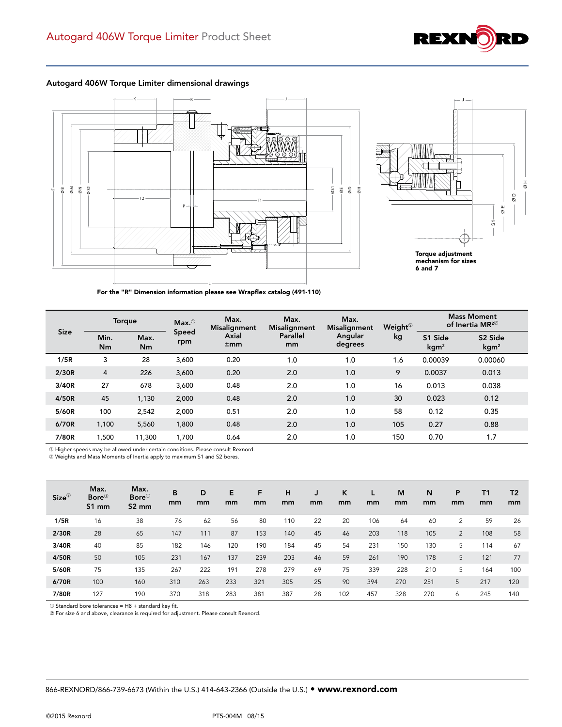## Autogard 406W Torque Limiter dimensional drawings

K

R

J

F

Ø B

Ø M

Ø N

Ø S2

T2

P

T1

Ø S1

Ø E

Ø D

Ø H

L

For the "R" Dimension information please see Wrapflex catalog (491-110)

J

Ø H

Ø D

Ø E

S1

Torque adjustment mechanism for sizes 6 and 7

| Size | Torque | | Max.① Speed rpm | Max. Misalignment Axial ±mm | Max. Misalignment Parallel mm | Max. Misalignment Angular degrees | Weight② kg | Mass Moment of Inertia MR²② | |
|---|---|---|---|---|---|---|---|---|---|
| | Min. Nm | Max. Nm | | | | | | S1 Side kgm² | S2 Side kgm² |
| 1/5R | 3 | 28 | 3,600 | 0.20 | 1.0 | 1.0 | 1.6 | 0.00039 | 0.00060 |
| 2/30R | 4 | 226 | 3,600 | 0.20 | 2.0 | 1.0 | 9 | 0.0037 | 0.013 |
| 3/40R | 27 | 678 | 3,600 | 0.48 | 2.0 | 1.0 | 16 | 0.013 | 0.038 |
| 4/50R | 45 | 1,130 | 2,000 | 0.48 | 2.0 | 1.0 | 30 | 0.023 | 0.12 |
| 5/60R | 100 | 2,542 | 2,000 | 0.51 | 2.0 | 1.0 | 58 | 0.12 | 0.35 |
| 6/70R | 1,100 | 5,560 | 1,800 | 0.48 | 2.0 | 1.0 | 105 | 0.27 | 0.88 |
| 7/80R | 1,500 | 11,300 | 1,700 | 0.64 | 2.0 | 1.0 | 150 | 0.70 | 1.7 |

① Higher speeds may be allowed under certain conditions. Please consult Rexnord.
② Weights and Mass Moments of Inertia apply to maximum S1 and S2 bores.

| Size② | Max. Bore① S1 mm | Max. Bore① S2 mm | B mm | D mm | E mm | F mm | H mm | J mm | K mm | L mm | M mm | N mm | P mm | T1 mm | T2 mm |
|---|---|---|---|---|---|---|---|---|---|---|---|---|---|---|---|
| 1/5R | 16 | 38 | 76 | 62 | 56 | 80 | 110 | 22 | 20 | 106 | 64 | 60 | 2 | 59 | 26 |
| 2/30R | 28 | 65 | 147 | 111 | 87 | 153 | 140 | 45 | 46 | 203 | 118 | 105 | 2 | 108 | 58 |
| 3/40R | 40 | 85 | 182 | 146 | 120 | 190 | 184 | 45 | 54 | 231 | 150 | 130 | 5 | 114 | 67 |
| 4/50R | 50 | 105 | 231 | 167 | 137 | 239 | 203 | 46 | 59 | 261 | 190 | 178 | 5 | 121 | 77 |
| 5/60R | 75 | 135 | 267 | 222 | 191 | 278 | 279 | 69 | 75 | 339 | 228 | 210 | 5 | 164 | 100 |
| 6/70R | 100 | 160 | 310 | 263 | 233 | 321 | 305 | 25 | 90 | 394 | 270 | 251 | 5 | 217 | 120 |
| 7/80R | 127 | 190 | 370 | 318 | 283 | 381 | 387 | 28 | 102 | 457 | 328 | 270 | 6 | 245 | 140 |

① Standard bore tolerances = H8 + standard key fit.
② For size 6 and above, clearance is required for adjustment. Please consult Rexnord.

866-REXNORD/866-739-6673 (Within the U.S.) 414-643-2366 (Outside the U.S.) • **www.rexnord.com**

©2015 Rexnord PT5-004M 08/15